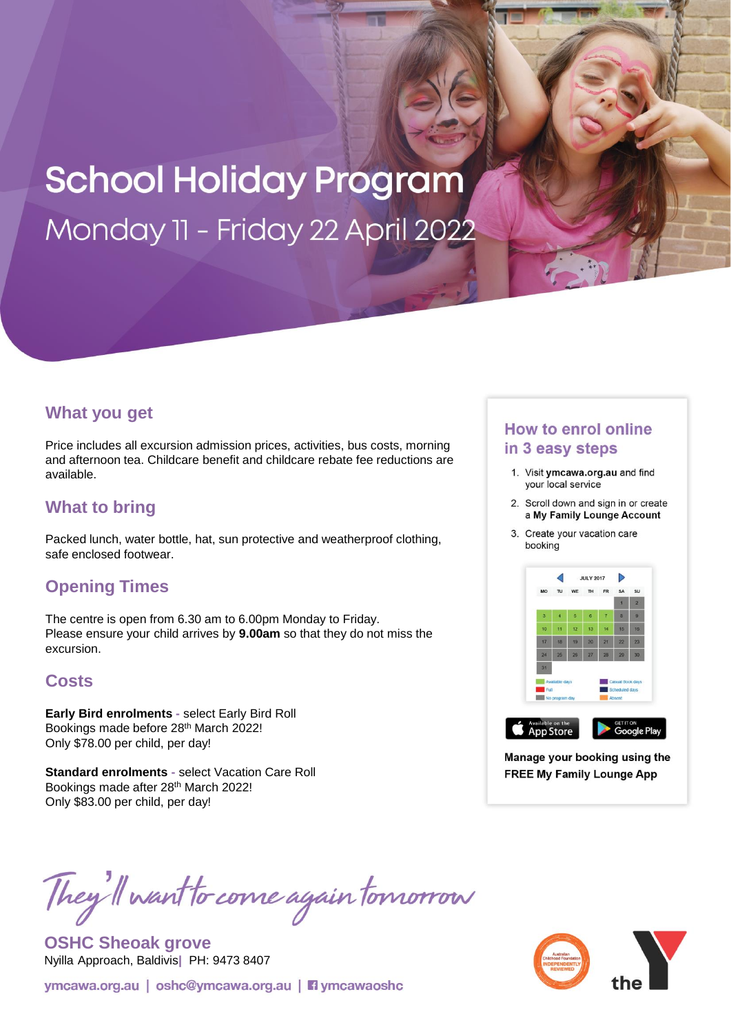# School Holiday Program

Monday 11 - Friday 22 April 2022

## What you get

Price includes all excursion admission prices, activities, bus costs, morning and afternoon tea. Childcare benefit and childcare rebate fee reductions are available.

## What to bring

Packed lunch, water bottle, hat, sun protective and weatherproof clothing, safe enclosed footwear.

## Opening Times

The centre is open from 6.30 am to 6.00pm Monday to Friday.
Please ensure your child arrives by **9.00am** so that they do not miss the excursion.

## Costs

**Early Bird enrolments** - select Early Bird Roll
Bookings made before 28th March 2022!
Only $78.00 per child, per day!

**Standard enrolments** - select Vacation Care Roll
Bookings made after 28th March 2022!
Only $83.00 per child, per day!

## How to enrol online in 3 easy steps

1. Visit **ymcawa.org.au** and find your local service
2. Scroll down and sign in or create a **My Family Lounge Account**
3. Create your vacation care booking

**Manage your booking using the FREE My Family Lounge App**

*They'll want to come again tomorrow*

**OSHC Sheoak grove**
Nyilla Approach, Baldivis | PH: 9473 8407

ymcawa.org.au | oshc@ymcawa.org.au | ymcawaoshc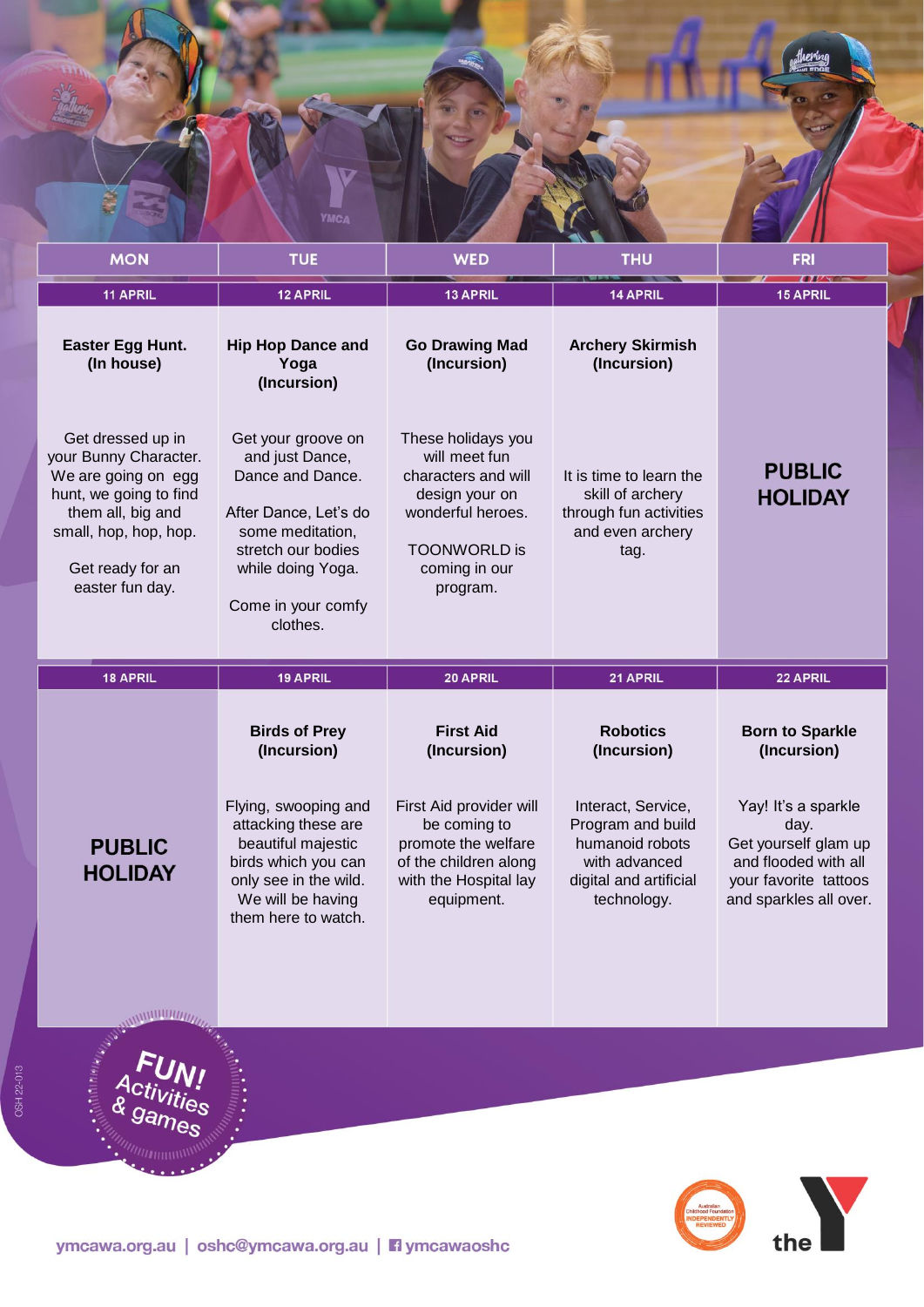| MON | TUE | WED | THU | FRI |
| --- | --- | --- | --- | --- |
| **11 APRIL** | **12 APRIL** | **13 APRIL** | **14 APRIL** | **15 APRIL** |
| **Easter Egg Hunt. (In house)**<br><br>Get dressed up in your Bunny Character. We are going on egg hunt, we going to find them all, big and small, hop, hop, hop.<br><br>Get ready for an easter fun day. | **Hip Hop Dance and Yoga (Incursion)**<br><br>Get your groove on and just Dance, Dance and Dance.<br><br>After Dance, Let's do some meditation, stretch our bodies while doing Yoga.<br><br>Come in your comfy clothes. | **Go Drawing Mad (Incursion)**<br><br>These holidays you will meet fun characters and will design your on wonderful heroes.<br><br>TOONWORLD is coming in our program. | **Archery Skirmish (Incursion)**<br><br>It is time to learn the skill of archery through fun activities and even archery tag. | **PUBLIC HOLIDAY** |
| **18 APRIL** | **19 APRIL** | **20 APRIL** | **21 APRIL** | **22 APRIL** |
| **PUBLIC HOLIDAY** | **Birds of Prey (Incursion)**<br><br>Flying, swooping and attacking these are beautiful majestic birds which you can only see in the wild. We will be having them here to watch. | **First Aid (Incursion)**<br><br>First Aid provider will be coming to promote the welfare of the children along with the Hospital lay equipment. | **Robotics (Incursion)**<br><br>Interact, Service, Program and build humanoid robots with advanced digital and artificial technology. | **Born to Sparkle (Incursion)**<br><br>Yay! It's a sparkle day.<br>Get yourself glam up and flooded with all your favorite tattoos and sparkles all over. |

FUN! Activities & games

OSH 22-013

ymcawa.org.au | oshc@ymcawa.org.au | ymcawaoshc

Australian Childhood Foundation INDEPENDENTLY REVIEWED

the Y